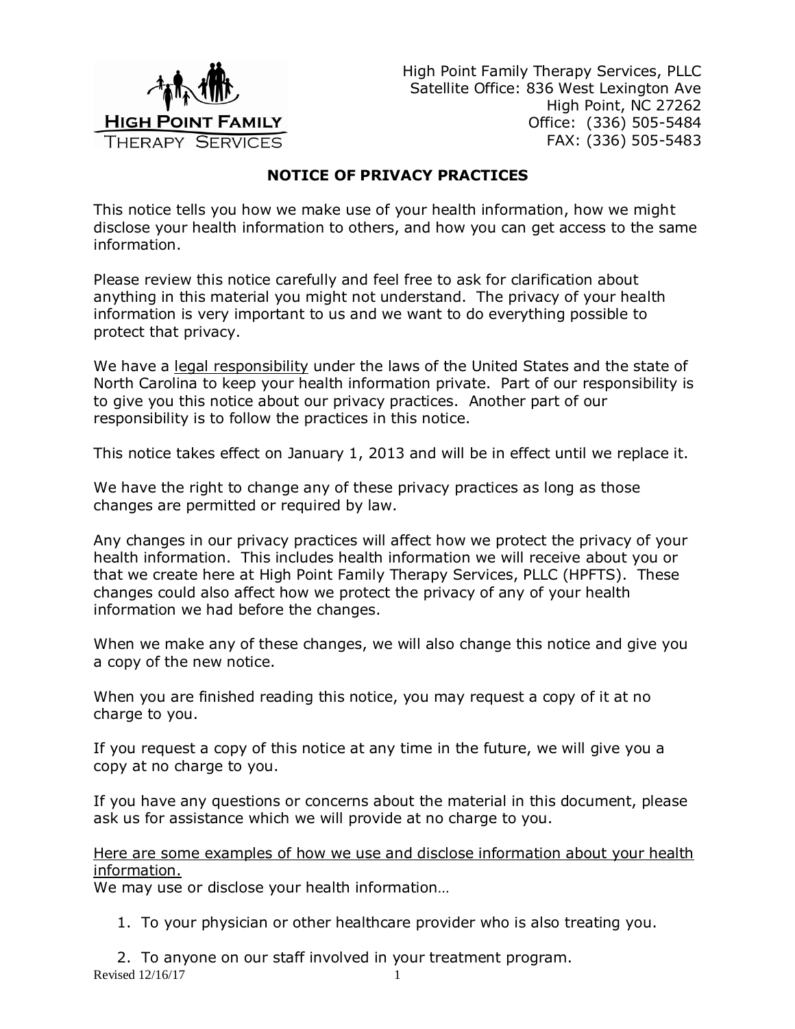High Point Family Therapy Services, PLLC
Satellite Office: 836 West Lexington Ave
High Point, NC 27262
Office: (336) 505-5484
FAX: (336) 505-5483

# NOTICE OF PRIVACY PRACTICES

This notice tells you how we make use of your health information, how we might disclose your health information to others, and how you can get access to the same information.

Please review this notice carefully and feel free to ask for clarification about anything in this material you might not understand. The privacy of your health information is very important to us and we want to do everything possible to protect that privacy.

We have a legal responsibility under the laws of the United States and the state of North Carolina to keep your health information private. Part of our responsibility is to give you this notice about our privacy practices. Another part of our responsibility is to follow the practices in this notice.

This notice takes effect on January 1, 2013 and will be in effect until we replace it.

We have the right to change any of these privacy practices as long as those changes are permitted or required by law.

Any changes in our privacy practices will affect how we protect the privacy of your health information. This includes health information we will receive about you or that we create here at High Point Family Therapy Services, PLLC (HPFTS). These changes could also affect how we protect the privacy of any of your health information we had before the changes.

When we make any of these changes, we will also change this notice and give you a copy of the new notice.

When you are finished reading this notice, you may request a copy of it at no charge to you.

If you request a copy of this notice at any time in the future, we will give you a copy at no charge to you.

If you have any questions or concerns about the material in this document, please ask us for assistance which we will provide at no charge to you.

Here are some examples of how we use and disclose information about your health information.
We may use or disclose your health information…

1. To your physician or other healthcare provider who is also treating you.
2. To anyone on our staff involved in your treatment program.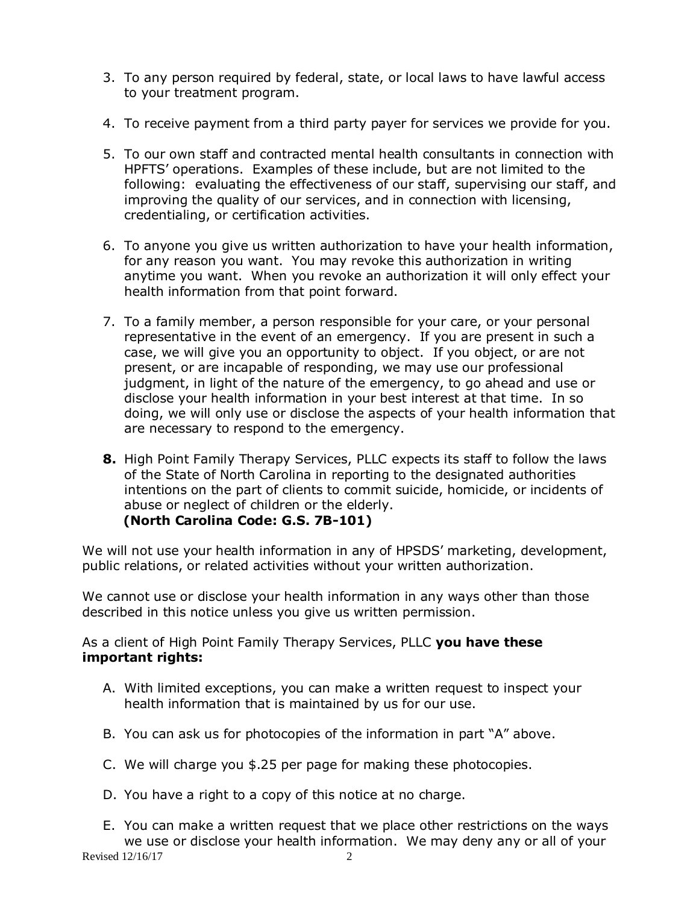3. To any person required by federal, state, or local laws to have lawful access to your treatment program.

4. To receive payment from a third party payer for services we provide for you.

5. To our own staff and contracted mental health consultants in connection with HPFTS' operations. Examples of these include, but are not limited to the following: evaluating the effectiveness of our staff, supervising our staff, and improving the quality of our services, and in connection with licensing, credentialing, or certification activities.

6. To anyone you give us written authorization to have your health information, for any reason you want. You may revoke this authorization in writing anytime you want. When you revoke an authorization it will only effect your health information from that point forward.

7. To a family member, a person responsible for your care, or your personal representative in the event of an emergency. If you are present in such a case, we will give you an opportunity to object. If you object, or are not present, or are incapable of responding, we may use our professional judgment, in light of the nature of the emergency, to go ahead and use or disclose your health information in your best interest at that time. In so doing, we will only use or disclose the aspects of your health information that are necessary to respond to the emergency.

**8.** High Point Family Therapy Services, PLLC expects its staff to follow the laws of the State of North Carolina in reporting to the designated authorities intentions on the part of clients to commit suicide, homicide, or incidents of abuse or neglect of children or the elderly.
**(North Carolina Code: G.S. 7B-101)**

We will not use your health information in any of HPSDS' marketing, development, public relations, or related activities without your written authorization.

We cannot use or disclose your health information in any ways other than those described in this notice unless you give us written permission.

As a client of High Point Family Therapy Services, PLLC **you have these important rights:**

A. With limited exceptions, you can make a written request to inspect your health information that is maintained by us for our use.

B. You can ask us for photocopies of the information in part "A" above.

C. We will charge you $.25 per page for making these photocopies.

D. You have a right to a copy of this notice at no charge.

E. You can make a written request that we place other restrictions on the ways we use or disclose your health information. We may deny any or all of your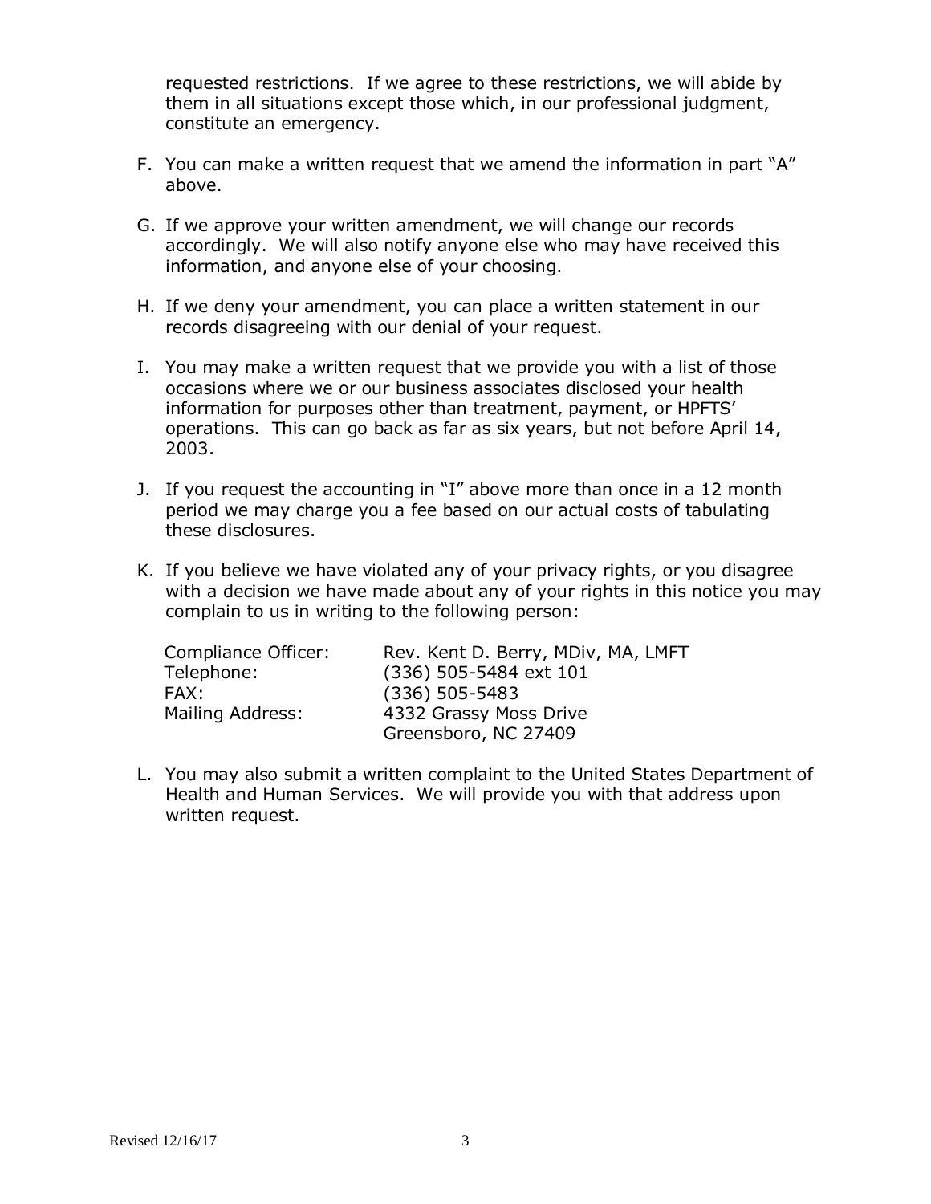requested restrictions. If we agree to these restrictions, we will abide by them in all situations except those which, in our professional judgment, constitute an emergency.

F. You can make a written request that we amend the information in part "A" above.

G. If we approve your written amendment, we will change our records accordingly. We will also notify anyone else who may have received this information, and anyone else of your choosing.

H. If we deny your amendment, you can place a written statement in our records disagreeing with our denial of your request.

I. You may make a written request that we provide you with a list of those occasions where we or our business associates disclosed your health information for purposes other than treatment, payment, or HPFTS' operations. This can go back as far as six years, but not before April 14, 2003.

J. If you request the accounting in "I" above more than once in a 12 month period we may charge you a fee based on our actual costs of tabulating these disclosures.

K. If you believe we have violated any of your privacy rights, or you disagree with a decision we have made about any of your rights in this notice you may complain to us in writing to the following person:

| | |
|---|---|
| Compliance Officer: | Rev. Kent D. Berry, MDiv, MA, LMFT |
| Telephone: | (336) 505-5484 ext 101 |
| FAX: | (336) 505-5483 |
| Mailing Address: | 4332 Grassy Moss Drive<br>Greensboro, NC 27409 |

L. You may also submit a written complaint to the United States Department of Health and Human Services. We will provide you with that address upon written request.

Revised 12/16/17